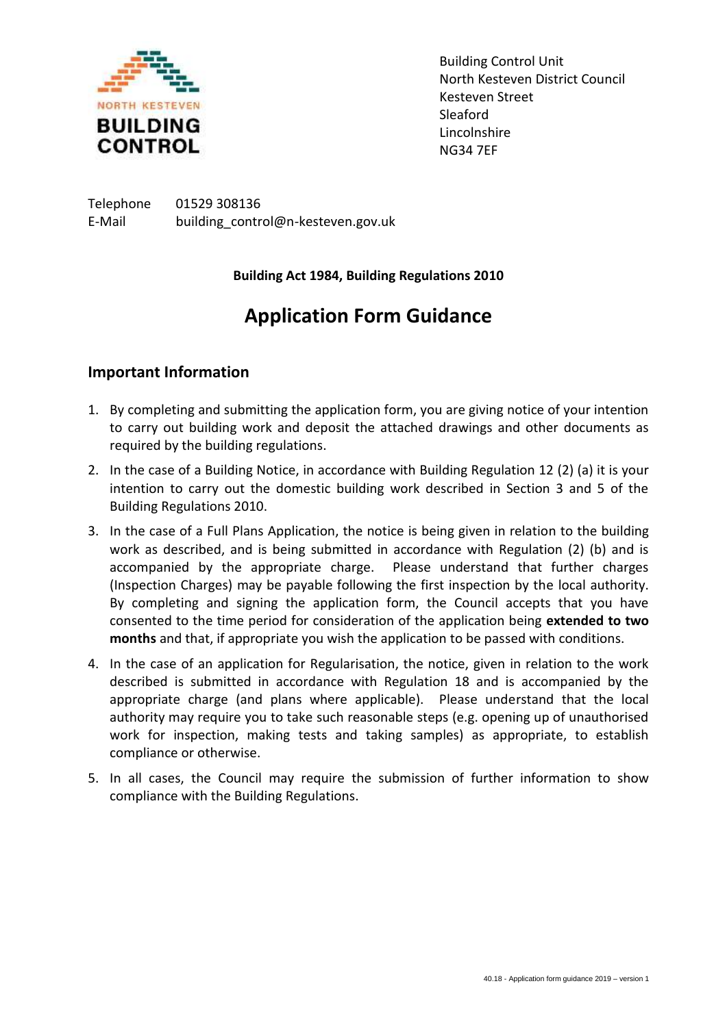NORTH KESTEVEN

**BUILDING CONTROL**

Building Control Unit
North Kesteven District Council
Kesteven Street
Sleaford
Lincolnshire
NG34 7EF

Telephone 01529 308136
E-Mail building_control@n-kesteven.gov.uk

**Building Act 1984, Building Regulations 2010**

# Application Form Guidance

## Important Information

1. By completing and submitting the application form, you are giving notice of your intention to carry out building work and deposit the attached drawings and other documents as required by the building regulations.
2. In the case of a Building Notice, in accordance with Building Regulation 12 (2) (a) it is your intention to carry out the domestic building work described in Section 3 and 5 of the Building Regulations 2010.
3. In the case of a Full Plans Application, the notice is being given in relation to the building work as described, and is being submitted in accordance with Regulation (2) (b) and is accompanied by the appropriate charge. Please understand that further charges (Inspection Charges) may be payable following the first inspection by the local authority. By completing and signing the application form, the Council accepts that you have consented to the time period for consideration of the application being **extended to two months** and that, if appropriate you wish the application to be passed with conditions.
4. In the case of an application for Regularisation, the notice, given in relation to the work described is submitted in accordance with Regulation 18 and is accompanied by the appropriate charge (and plans where applicable). Please understand that the local authority may require you to take such reasonable steps (e.g. opening up of unauthorised work for inspection, making tests and taking samples) as appropriate, to establish compliance or otherwise.
5. In all cases, the Council may require the submission of further information to show compliance with the Building Regulations.

40.18 - Application form guidance 2019 – version 1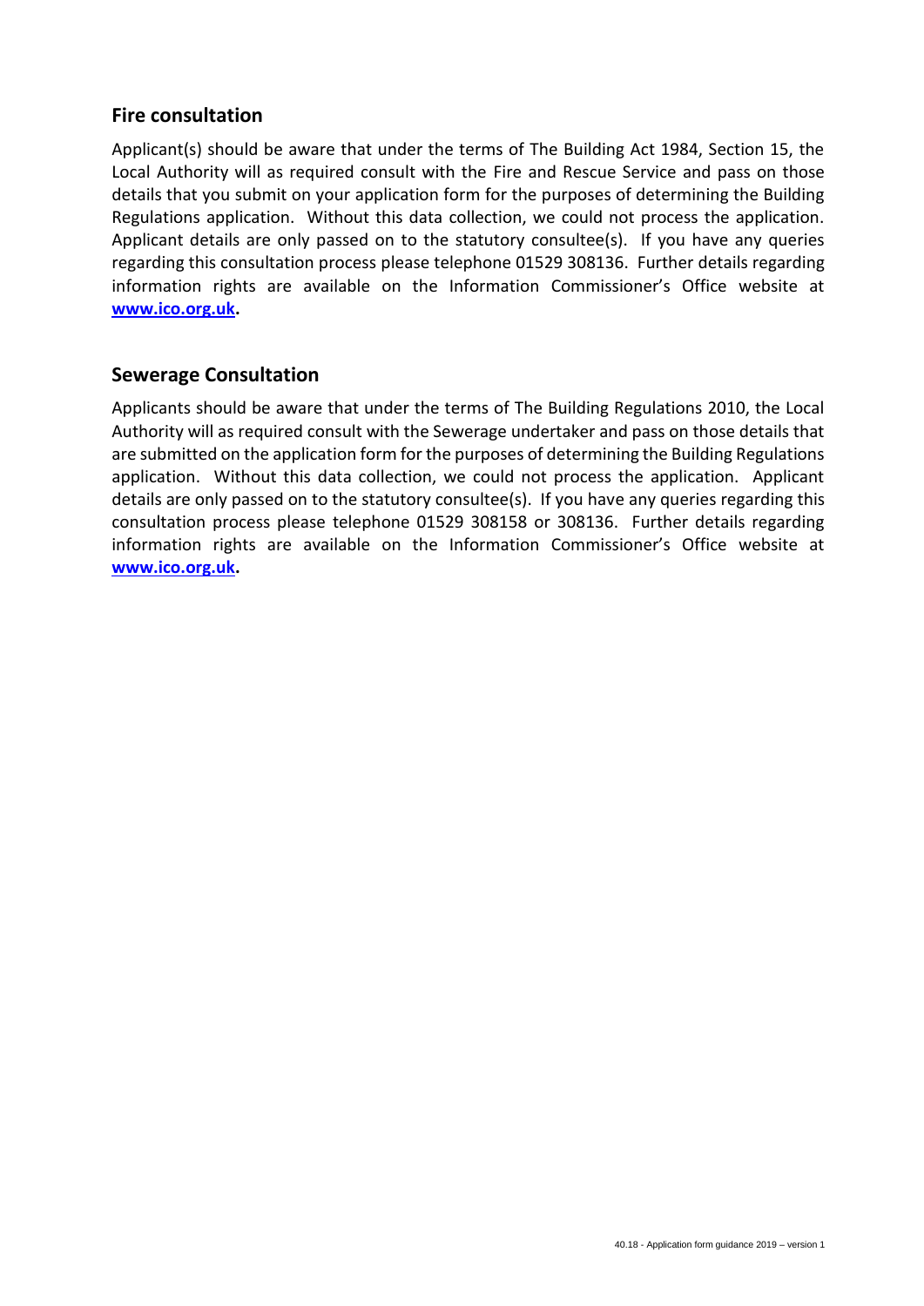## Fire consultation

Applicant(s) should be aware that under the terms of The Building Act 1984, Section 15, the Local Authority will as required consult with the Fire and Rescue Service and pass on those details that you submit on your application form for the purposes of determining the Building Regulations application. Without this data collection, we could not process the application. Applicant details are only passed on to the statutory consultee(s). If you have any queries regarding this consultation process please telephone 01529 308136. Further details regarding information rights are available on the Information Commissioner's Office website at **www.ico.org.uk.**

## Sewerage Consultation

Applicants should be aware that under the terms of The Building Regulations 2010, the Local Authority will as required consult with the Sewerage undertaker and pass on those details that are submitted on the application form for the purposes of determining the Building Regulations application. Without this data collection, we could not process the application. Applicant details are only passed on to the statutory consultee(s). If you have any queries regarding this consultation process please telephone 01529 308158 or 308136. Further details regarding information rights are available on the Information Commissioner's Office website at **www.ico.org.uk.**